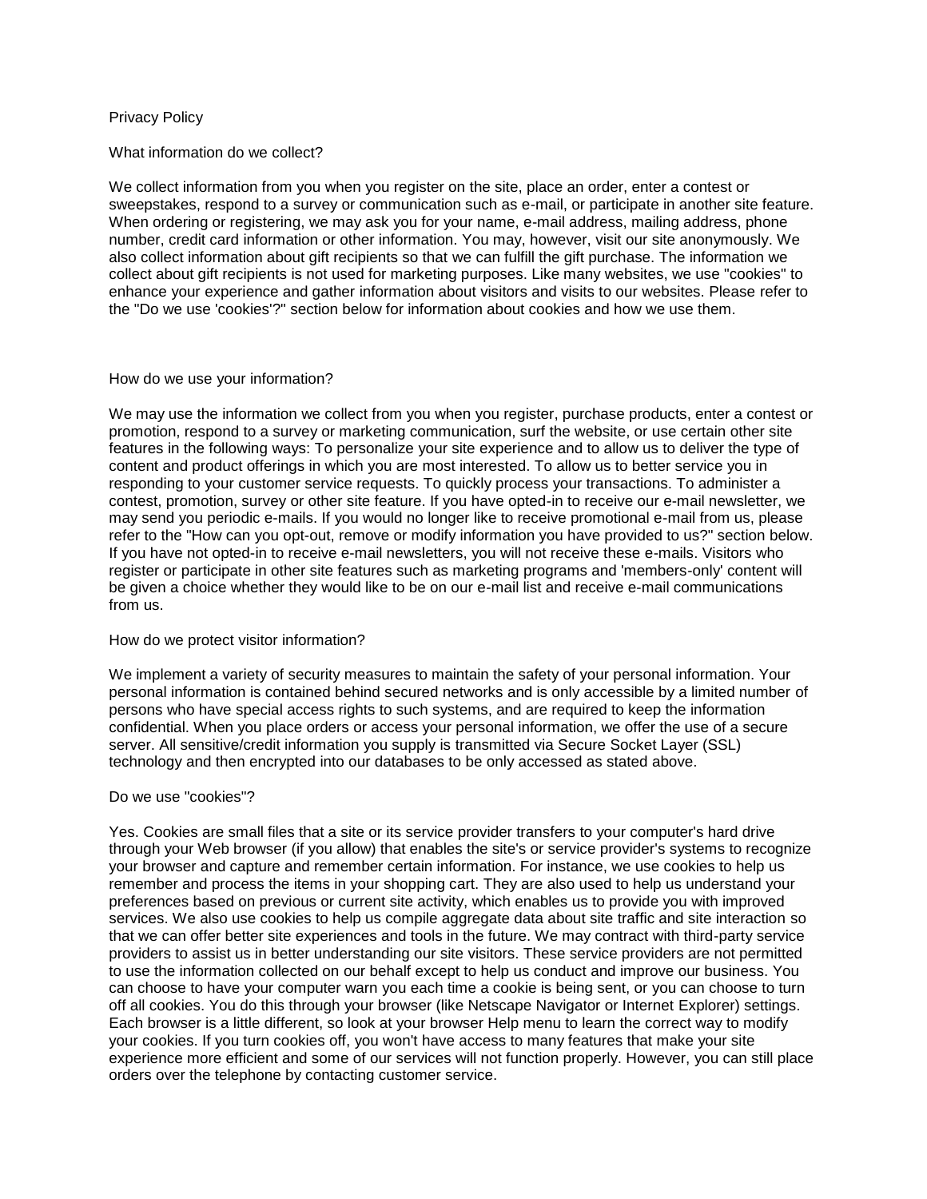# Privacy Policy

## What information do we collect?

We collect information from you when you register on the site, place an order, enter a contest or sweepstakes, respond to a survey or communication such as e-mail, or participate in another site feature. When ordering or registering, we may ask you for your name, e-mail address, mailing address, phone number, credit card information or other information. You may, however, visit our site anonymously. We also collect information about gift recipients so that we can fulfill the gift purchase. The information we collect about gift recipients is not used for marketing purposes. Like many websites, we use "cookies" to enhance your experience and gather information about visitors and visits to our websites. Please refer to the "Do we use 'cookies'?" section below for information about cookies and how we use them.

## How do we use your information?

We may use the information we collect from you when you register, purchase products, enter a contest or promotion, respond to a survey or marketing communication, surf the website, or use certain other site features in the following ways: To personalize your site experience and to allow us to deliver the type of content and product offerings in which you are most interested. To allow us to better service you in responding to your customer service requests. To quickly process your transactions. To administer a contest, promotion, survey or other site feature. If you have opted-in to receive our e-mail newsletter, we may send you periodic e-mails. If you would no longer like to receive promotional e-mail from us, please refer to the "How can you opt-out, remove or modify information you have provided to us?" section below. If you have not opted-in to receive e-mail newsletters, you will not receive these e-mails. Visitors who register or participate in other site features such as marketing programs and 'members-only' content will be given a choice whether they would like to be on our e-mail list and receive e-mail communications from us.

## How do we protect visitor information?

We implement a variety of security measures to maintain the safety of your personal information. Your personal information is contained behind secured networks and is only accessible by a limited number of persons who have special access rights to such systems, and are required to keep the information confidential. When you place orders or access your personal information, we offer the use of a secure server. All sensitive/credit information you supply is transmitted via Secure Socket Layer (SSL) technology and then encrypted into our databases to be only accessed as stated above.

## Do we use "cookies"?

Yes. Cookies are small files that a site or its service provider transfers to your computer's hard drive through your Web browser (if you allow) that enables the site's or service provider's systems to recognize your browser and capture and remember certain information. For instance, we use cookies to help us remember and process the items in your shopping cart. They are also used to help us understand your preferences based on previous or current site activity, which enables us to provide you with improved services. We also use cookies to help us compile aggregate data about site traffic and site interaction so that we can offer better site experiences and tools in the future. We may contract with third-party service providers to assist us in better understanding our site visitors. These service providers are not permitted to use the information collected on our behalf except to help us conduct and improve our business. You can choose to have your computer warn you each time a cookie is being sent, or you can choose to turn off all cookies. You do this through your browser (like Netscape Navigator or Internet Explorer) settings. Each browser is a little different, so look at your browser Help menu to learn the correct way to modify your cookies. If you turn cookies off, you won't have access to many features that make your site experience more efficient and some of our services will not function properly. However, you can still place orders over the telephone by contacting customer service.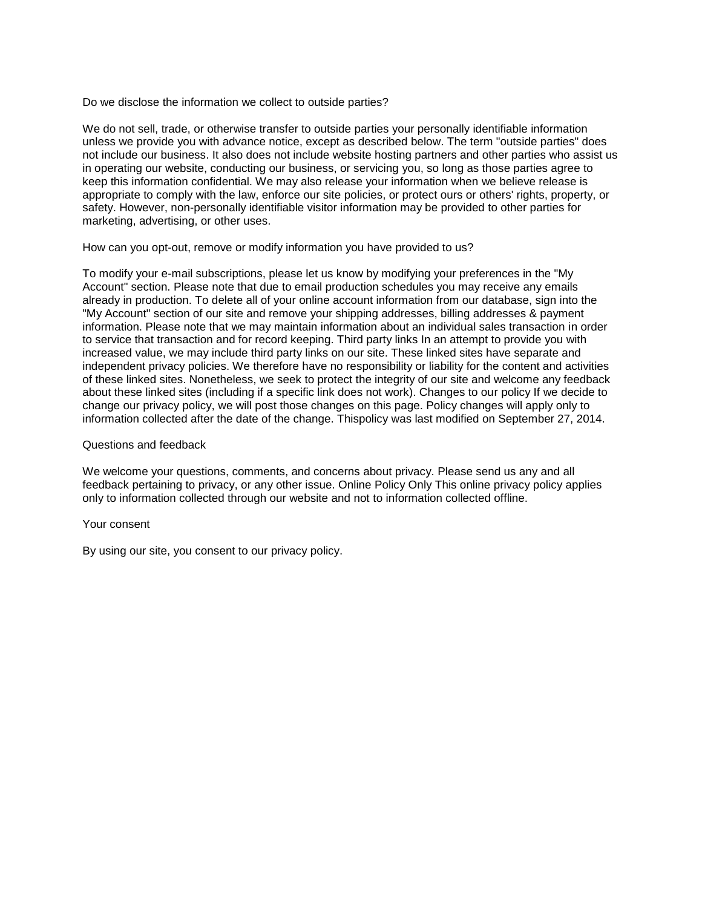Do we disclose the information we collect to outside parties?

We do not sell, trade, or otherwise transfer to outside parties your personally identifiable information unless we provide you with advance notice, except as described below. The term "outside parties" does not include our business. It also does not include website hosting partners and other parties who assist us in operating our website, conducting our business, or servicing you, so long as those parties agree to keep this information confidential. We may also release your information when we believe release is appropriate to comply with the law, enforce our site policies, or protect ours or others' rights, property, or safety. However, non-personally identifiable visitor information may be provided to other parties for marketing, advertising, or other uses.

How can you opt-out, remove or modify information you have provided to us?

To modify your e-mail subscriptions, please let us know by modifying your preferences in the "My Account" section. Please note that due to email production schedules you may receive any emails already in production. To delete all of your online account information from our database, sign into the "My Account" section of our site and remove your shipping addresses, billing addresses & payment information. Please note that we may maintain information about an individual sales transaction in order to service that transaction and for record keeping. Third party links In an attempt to provide you with increased value, we may include third party links on our site. These linked sites have separate and independent privacy policies. We therefore have no responsibility or liability for the content and activities of these linked sites. Nonetheless, we seek to protect the integrity of our site and welcome any feedback about these linked sites (including if a specific link does not work). Changes to our policy If we decide to change our privacy policy, we will post those changes on this page. Policy changes will apply only to information collected after the date of the change. Thispolicy was last modified on September 27, 2014.

Questions and feedback

We welcome your questions, comments, and concerns about privacy. Please send us any and all feedback pertaining to privacy, or any other issue. Online Policy Only This online privacy policy applies only to information collected through our website and not to information collected offline.

Your consent

By using our site, you consent to our privacy policy.